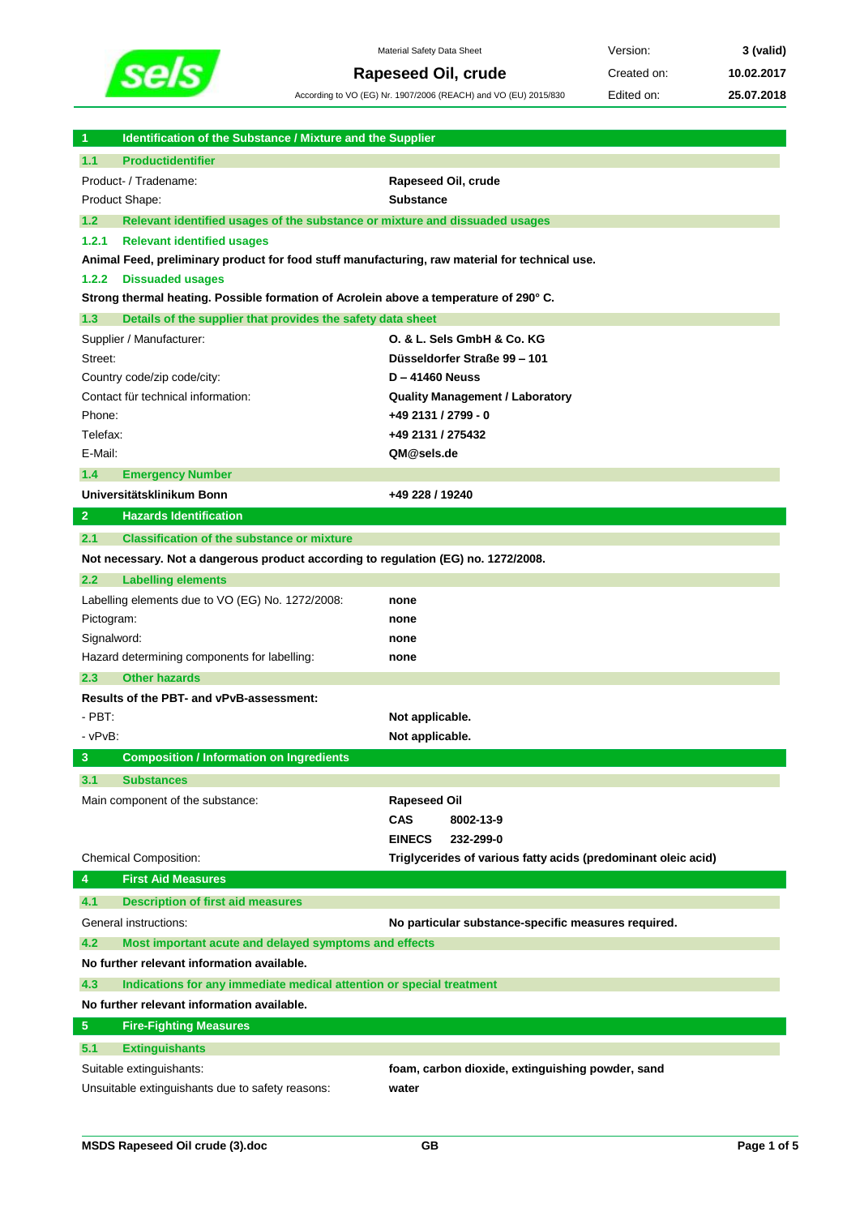Material Safety Data Sheet

# Rapeseed Oil, crude

According to VO (EG) Nr. 1907/2006 (REACH) and VO (EU) 2015/830

| Version: | 3 (valid) |
| --- | --- |
| Created on: | 10.02.2017 |
| Edited on: | 25.07.2018 |

## 1 Identification of the Substance / Mixture and the Supplier

### 1.1 Productidentifier

| | |
| --- | --- |
| Product- / Tradename: | **Rapeseed Oil, crude** |
| Product Shape: | **Substance** |

### 1.2 Relevant identified usages of the substance or mixture and dissuaded usages

#### 1.2.1 Relevant identified usages

**Animal Feed, preliminary product for food stuff manufacturing, raw material for technical use.**

#### 1.2.2 Dissuaded usages

**Strong thermal heating. Possible formation of Acrolein above a temperature of 290° C.**

### 1.3 Details of the supplier that provides the safety data sheet

| | |
| --- | --- |
| Supplier / Manufacturer: | **O. & L. Sels GmbH & Co. KG** |
| Street: | **Düsseldorfer Straße 99 – 101** |
| Country code/zip code/city: | **D – 41460 Neuss** |
| Contact für technical information: | **Quality Management / Laboratory** |
| Phone: | **+49 2131 / 2799 - 0** |
| Telefax: | **+49 2131 / 275432** |
| E-Mail: | **QM@sels.de** |

### 1.4 Emergency Number

| | |
| --- | --- |
| **Universitätsklinikum Bonn** | **+49 228 / 19240** |

## 2 Hazards Identification

### 2.1 Classification of the substance or mixture

**Not necessary. Not a dangerous product according to regulation (EG) no. 1272/2008.**

### 2.2 Labelling elements

| | |
| --- | --- |
| Labelling elements due to VO (EG) No. 1272/2008: | **none** |
| Pictogram: | **none** |
| Signalword: | **none** |
| Hazard determining components for labelling: | **none** |

### 2.3 Other hazards

**Results of the PBT- and vPvB-assessment:**

| | |
| --- | --- |
| - PBT: | **Not applicable.** |
| - vPvB: | **Not applicable.** |

## 3 Composition / Information on Ingredients

### 3.1 Substances

| | |
| --- | --- |
| Main component of the substance: | **Rapeseed Oil** |
| | **CAS** 8002-13-9 |
| | **EINECS** 232-299-0 |
| Chemical Composition: | **Triglycerides of various fatty acids (predominant oleic acid)** |

## 4 First Aid Measures

### 4.1 Description of first aid measures

| | |
| --- | --- |
| General instructions: | **No particular substance-specific measures required.** |

### 4.2 Most important acute and delayed symptoms and effects

**No further relevant information available.**

### 4.3 Indications for any immediate medical attention or special treatment

**No further relevant information available.**

## 5 Fire-Fighting Measures

### 5.1 Extinguishants

| | |
| --- | --- |
| Suitable extinguishants: | **foam, carbon dioxide, extinguishing powder, sand** |
| Unsuitable extinguishants due to safety reasons: | **water** |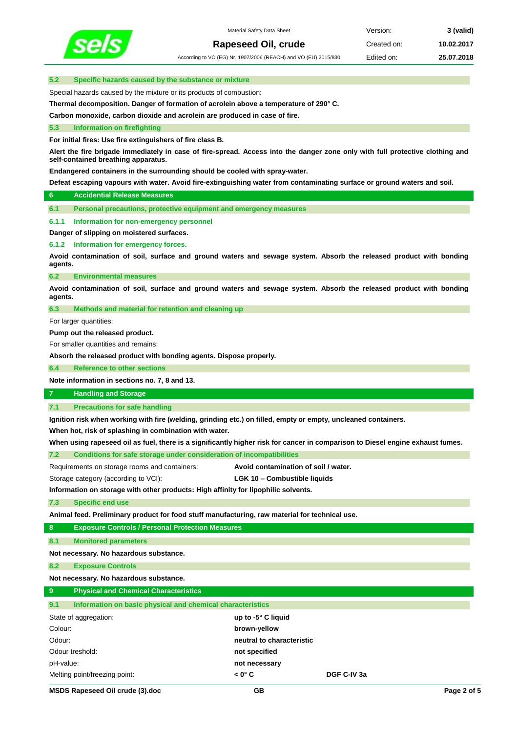### 5.2 Specific hazards caused by the substance or mixture

Special hazards caused by the mixture or its products of combustion:

**Thermal decomposition. Danger of formation of acrolein above a temperature of 290° C.**

**Carbon monoxide, carbon dioxide and acrolein are produced in case of fire.**

### 5.3 Information on firefighting

**For initial fires: Use fire extinguishers of fire class B.**

**Alert the fire brigade immediately in case of fire-spread. Access into the danger zone only with full protective clothing and self-contained breathing apparatus.**

**Endangered containers in the surrounding should be cooled with spray-water.**

**Defeat escaping vapours with water. Avoid fire-extinguishing water from contaminating surface or ground waters and soil.**

## 6 Accidental Release Measures

### 6.1 Personal precautions, protective equipment and emergency measures

#### 6.1.1 Information for non-emergency personnel

**Danger of slipping on moistered surfaces.**

#### 6.1.2 Information for emergency forces.

**Avoid contamination of soil, surface and ground waters and sewage system. Absorb the released product with bonding agents.**

### 6.2 Environmental measures

**Avoid contamination of soil, surface and ground waters and sewage system. Absorb the released product with bonding agents.**

### 6.3 Methods and material for retention and cleaning up

For larger quantities:

**Pump out the released product.**

For smaller quantities and remains:

**Absorb the released product with bonding agents. Dispose properly.**

### 6.4 Reference to other sections

**Note information in sections no. 7, 8 and 13.**

## 7 Handling and Storage

### 7.1 Precautions for safe handling

**Ignition risk when working with fire (welding, grinding etc.) on filled, empty or empty, uncleaned containers.**

**When hot, risk of splashing in combination with water.**

**When using rapeseed oil as fuel, there is a significantly higher risk for cancer in comparison to Diesel engine exhaust fumes.**

### 7.2 Conditions for safe storage under consideration of incompatibilities

| | |
|---|---|
| Requirements on storage rooms and containers: | **Avoid contamination of soil / water.** |
| Storage category (according to VCI): | **LGK 10 – Combustible liquids** |

**Information on storage with other products: High affinity for lipophilic solvents.**

### 7.3 Specific end use

**Animal feed. Preliminary product for food stuff manufacturing, raw material for technical use.**

## 8 Exposure Controls / Personal Protection Measures

### 8.1 Monitored parameters

**Not necessary. No hazardous substance.**

### 8.2 Exposure Controls

**Not necessary. No hazardous substance.**

## 9 Physical and Chemical Characteristics

### 9.1 Information on basic physical and chemical characteristics

| | | |
|---|---|---|
| State of aggregation: | **up to -5° C liquid** | |
| Colour: | **brown-yellow** | |
| Odour: | **neutral to characteristic** | |
| Odour treshold: | **not specified** | |
| pH-value: | **not necessary** | |
| Melting point/freezing point: | **< 0° C** | **DGF C-IV 3a** |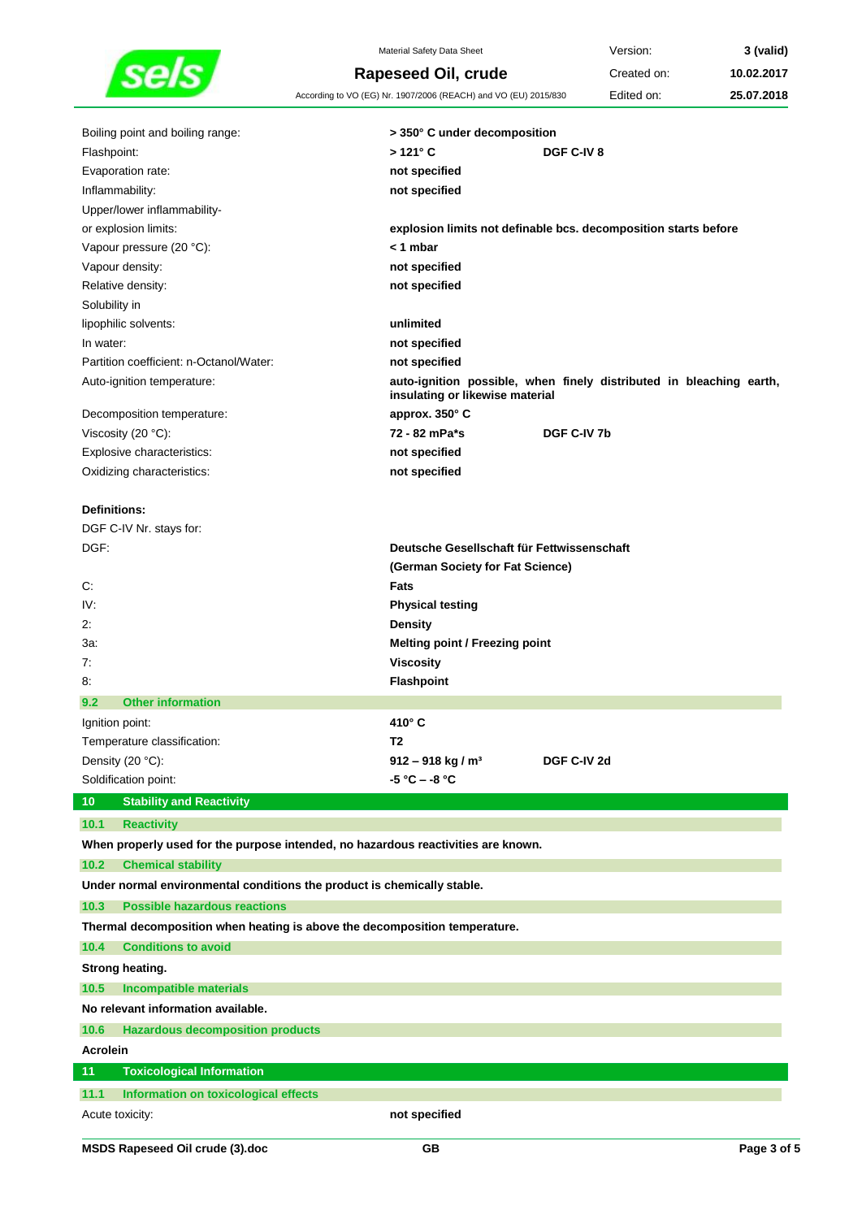| | | |
|---|---|---|
| Boiling point and boiling range: | **> 350° C under decomposition** | |
| Flashpoint: | **> 121° C** | **DGF C-IV 8** |
| Evaporation rate: | **not specified** | |
| Inflammability: | **not specified** | |
| Upper/lower inflammability- or explosion limits: | **explosion limits not definable bcs. decomposition starts before** | |
| Vapour pressure (20 °C): | **< 1 mbar** | |
| Vapour density: | **not specified** | |
| Relative density: | **not specified** | |
| Solubility in lipophilic solvents: | **unlimited** | |
| In water: | **not specified** | |
| Partition coefficient: n-Octanol/Water: | **not specified** | |
| Auto-ignition temperature: | **auto-ignition possible, when finely distributed in bleaching earth, insulating or likewise material** | |
| Decomposition temperature: | **approx. 350° C** | |
| Viscosity (20 °C): | **72 - 82 mPa*s** | **DGF C-IV 7b** |
| Explosive characteristics: | **not specified** | |
| Oxidizing characteristics: | **not specified** | |

**Definitions:**

DGF C-IV Nr. stays for:

| | |
|---|---|
| DGF: | **Deutsche Gesellschaft für Fettwissenschaft (German Society for Fat Science)** |
| C: | **Fats** |
| IV: | **Physical testing** |
| 2: | **Density** |
| 3a: | **Melting point / Freezing point** |
| 7: | **Viscosity** |
| 8: | **Flashpoint** |

### 9.2 Other information

| | | |
|---|---|---|
| Ignition point: | **410° C** | |
| Temperature classification: | **T2** | |
| Density (20 °C): | **912 – 918 kg / m³** | **DGF C-IV 2d** |
| Soldification point: | **-5 °C – -8 °C** | |

## 10 Stability and Reactivity

### 10.1 Reactivity

**When properly used for the purpose intended, no hazardous reactivities are known.**

### 10.2 Chemical stability

**Under normal environmental conditions the product is chemically stable.**

### 10.3 Possible hazardous reactions

**Thermal decomposition when heating is above the decomposition temperature.**

### 10.4 Conditions to avoid

**Strong heating.**

### 10.5 Incompatible materials

**No relevant information available.**

### 10.6 Hazardous decomposition products

**Acrolein**

## 11 Toxicological Information

### 11.1 Information on toxicological effects

| | |
|---|---|
| Acute toxicity: | **not specified** |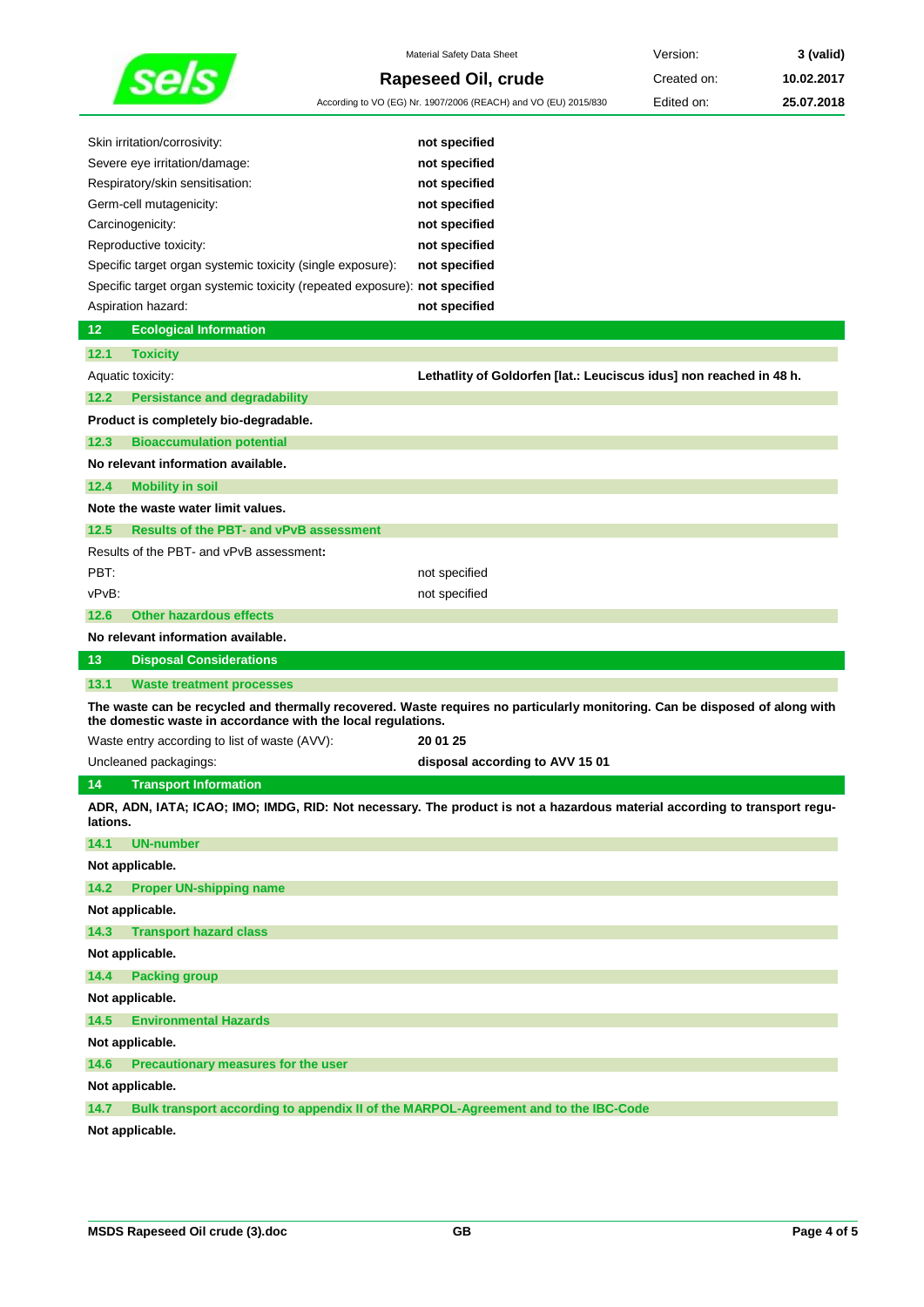| | |
|---|---|
| Skin irritation/corrosivity: | **not specified** |
| Severe eye irritation/damage: | **not specified** |
| Respiratory/skin sensitisation: | **not specified** |
| Germ-cell mutagenicity: | **not specified** |
| Carcinogenicity: | **not specified** |
| Reproductive toxicity: | **not specified** |
| Specific target organ systemic toxicity (single exposure): | **not specified** |
| Specific target organ systemic toxicity (repeated exposure): | **not specified** |
| Aspiration hazard: | **not specified** |

## 12 Ecological Information

### 12.1 Toxicity

Aquatic toxicity: **Lethatlity of Goldorfen [lat.: Leuciscus idus] non reached in 48 h.**

### 12.2 Persistance and degradability

**Product is completely bio-degradable.**

### 12.3 Bioaccumulation potential

**No relevant information available.**

### 12.4 Mobility in soil

**Note the waste water limit values.**

### 12.5 Results of the PBT- and vPvB assessment

Results of the PBT- and vPvB assessment**:**

| | |
|---|---|
| PBT: | not specified |
| vPvB: | not specified |

### 12.6 Other hazardous effects

**No relevant information available.**

## 13 Disposal Considerations

### 13.1 Waste treatment processes

**The waste can be recycled and thermally recovered. Waste requires no particularly monitoring. Can be disposed of along with the domestic waste in accordance with the local regulations.**

| | |
|---|---|
| Waste entry according to list of waste (AVV): | **20 01 25** |
| Uncleaned packagings: | **disposal according to AVV 15 01** |

## 14 Transport Information

**ADR, ADN, IATA; ICAO; IMO; IMDG, RID: Not necessary. The product is not a hazardous material according to transport regulations.**

### 14.1 UN-number

**Not applicable.**

### 14.2 Proper UN-shipping name

**Not applicable.**

### 14.3 Transport hazard class

**Not applicable.**

### 14.4 Packing group

**Not applicable.**

### 14.5 Environmental Hazards

**Not applicable.**

### 14.6 Precautionary measures for the user

**Not applicable.**

### 14.7 Bulk transport according to appendix II of the MARPOL-Agreement and to the IBC-Code

**Not applicable.**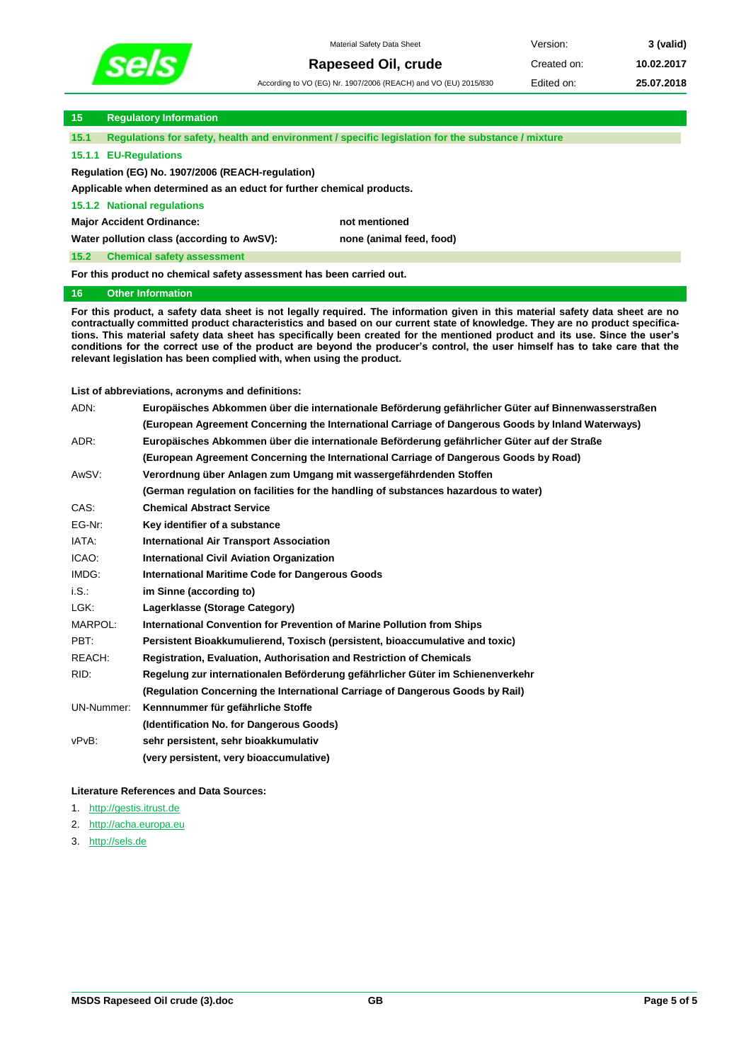## 15 Regulatory Information

### 15.1 Regulations for safety, health and environment / specific legislation for the substance / mixture

#### 15.1.1 EU-Regulations

**Regulation (EG) No. 1907/2006 (REACH-regulation)**

**Applicable when determined as an educt for further chemical products.**

#### 15.1.2 National regulations

| | |
|---|---|
| **Major Accident Ordinance:** | **not mentioned** |
| **Water pollution class (according to AwSV):** | **none (animal feed, food)** |

### 15.2 Chemical safety assessment

**For this product no chemical safety assessment has been carried out.**

## 16 Other Information

**For this product, a safety data sheet is not legally required. The information given in this material safety data sheet are no contractually committed product characteristics and based on our current state of knowledge. They are no product specifications. This material safety data sheet has specifically been created for the mentioned product and its use. Since the user's conditions for the correct use of the product are beyond the producer's control, the user himself has to take care that the relevant legislation has been complied with, when using the product.**

**List of abbreviations, acronyms and definitions:**

| | |
|---|---|
| ADN: | **Europäisches Abkommen über die internationale Beförderung gefährlicher Güter auf Binnenwasserstraßen (European Agreement Concerning the International Carriage of Dangerous Goods by Inland Waterways)** |
| ADR: | **Europäisches Abkommen über die internationale Beförderung gefährlicher Güter auf der Straße (European Agreement Concerning the International Carriage of Dangerous Goods by Road)** |
| AwSV: | **Verordnung über Anlagen zum Umgang mit wassergefährdenden Stoffen (German regulation on facilities for the handling of substances hazardous to water)** |
| CAS: | **Chemical Abstract Service** |
| EG-Nr: | **Key identifier of a substance** |
| IATA: | **International Air Transport Association** |
| ICAO: | **International Civil Aviation Organization** |
| IMDG: | **International Maritime Code for Dangerous Goods** |
| i.S.: | **im Sinne (according to)** |
| LGK: | **Lagerklasse (Storage Category)** |
| MARPOL: | **International Convention for Prevention of Marine Pollution from Ships** |
| PBT: | **Persistent Bioakkumulierend, Toxisch (persistent, bioaccumulative and toxic)** |
| REACH: | **Registration, Evaluation, Authorisation and Restriction of Chemicals** |
| RID: | **Regelung zur internationalen Beförderung gefährlicher Güter im Schienenverkehr (Regulation Concerning the International Carriage of Dangerous Goods by Rail)** |
| UN-Nummer: | **Kennnummer für gefährliche Stoffe (Identification No. for Dangerous Goods)** |
| vPvB: | **sehr persistent, sehr bioakkumulativ (very persistent, very bioaccumulative)** |

**Literature References and Data Sources:**

1. http://gestis.itrust.de
2. http://acha.europa.eu
3. http://sels.de